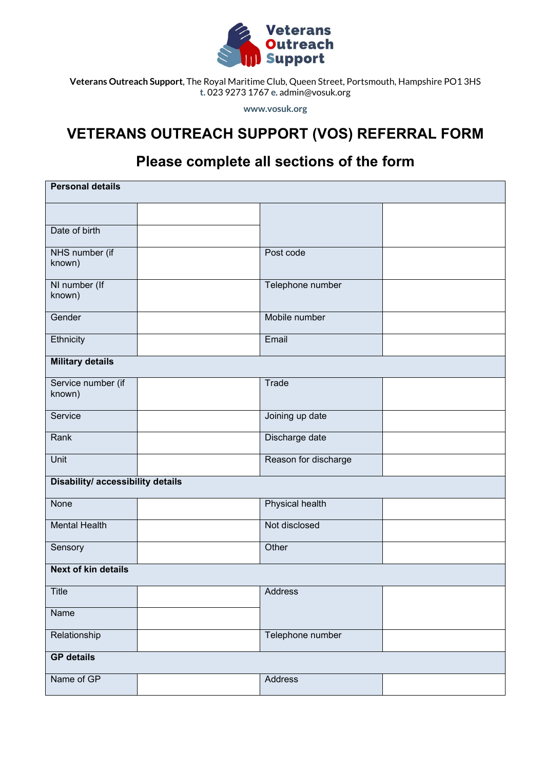**Veterans Outreach Support**, The Royal Maritime Club, Queen Street, Portsmouth, Hampshire PO1 3HS
**t.** 023 9273 1767 **e.** admin@vosuk.org

**www.vosuk.org**

# VETERANS OUTREACH SUPPORT (VOS) REFERRAL FORM

## Please complete all sections of the form

| **Personal details** | | | |
|---|---|---|---|
| | | | |
| Date of birth | | | |
| NHS number (if known) | | Post code | |
| NI number (If known) | | Telephone number | |
| Gender | | Mobile number | |
| Ethnicity | | Email | |
| **Military details** | | | |
| Service number (if known) | | Trade | |
| Service | | Joining up date | |
| Rank | | Discharge date | |
| Unit | | Reason for discharge | |
| **Disability/ accessibility details** | | | |
| None | | Physical health | |
| Mental Health | | Not disclosed | |
| Sensory | | Other | |
| **Next of kin details** | | | |
| Title | | Address | |
| Name | | | |
| Relationship | | Telephone number | |
| **GP details** | | | |
| Name of GP | | Address | |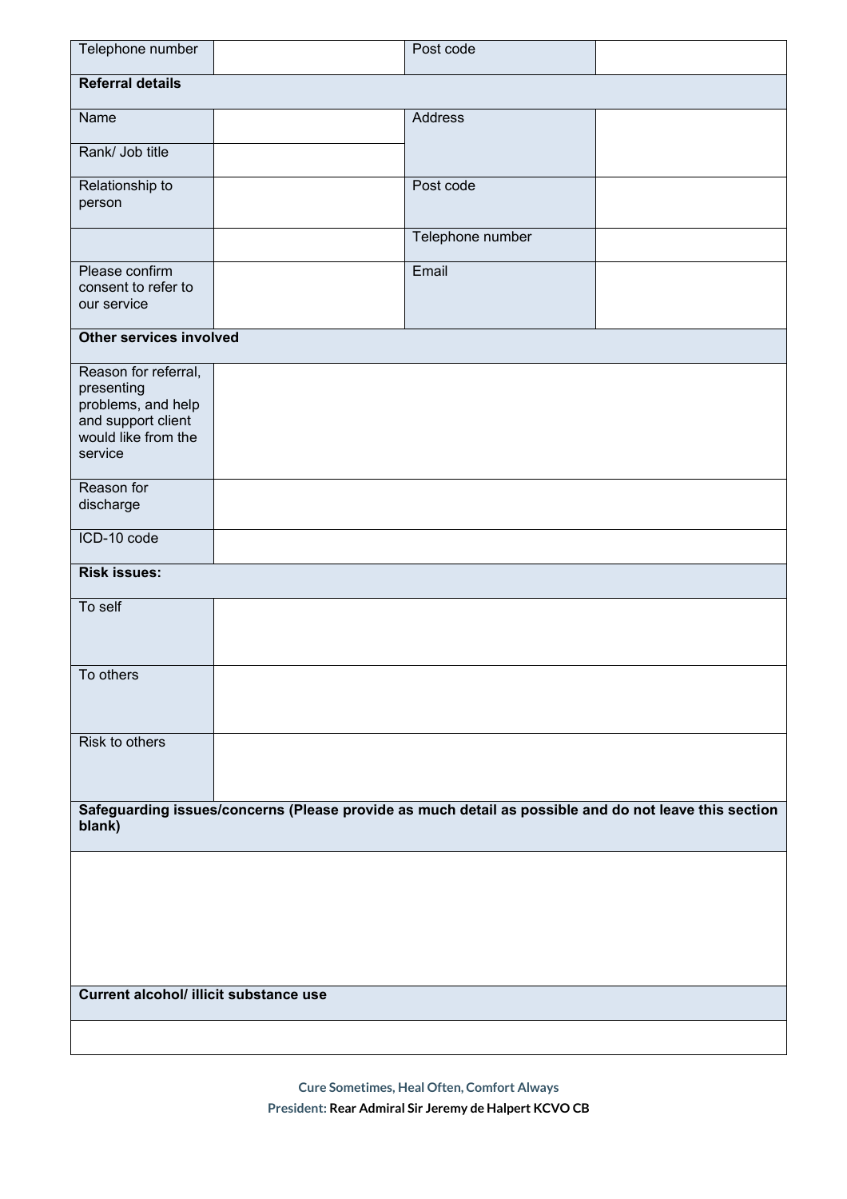| Telephone number | | Post code | |
|---|---|---|---|
| **Referral details** | | | |
| Name | | Address | |
| Rank/ Job title | | | |
| Relationship to person | | Post code | |
| | | Telephone number | |
| Please confirm consent to refer to our service | | Email | |
| **Other services involved** | | | |
| Reason for referral, presenting problems, and help and support client would like from the service | | | |
| Reason for discharge | | | |
| ICD-10 code | | | |
| **Risk issues:** | | | |
| To self | | | |
| To others | | | |
| Risk to others | | | |
| **Safeguarding issues/concerns (Please provide as much detail as possible and do not leave this section blank)** | | | |
| | | | |
| **Current alcohol/ illicit substance use** | | | |
| | | | |

**Cure Sometimes, Heal Often, Comfort Always**

**President: Rear Admiral Sir Jeremy de Halpert KCVO CB**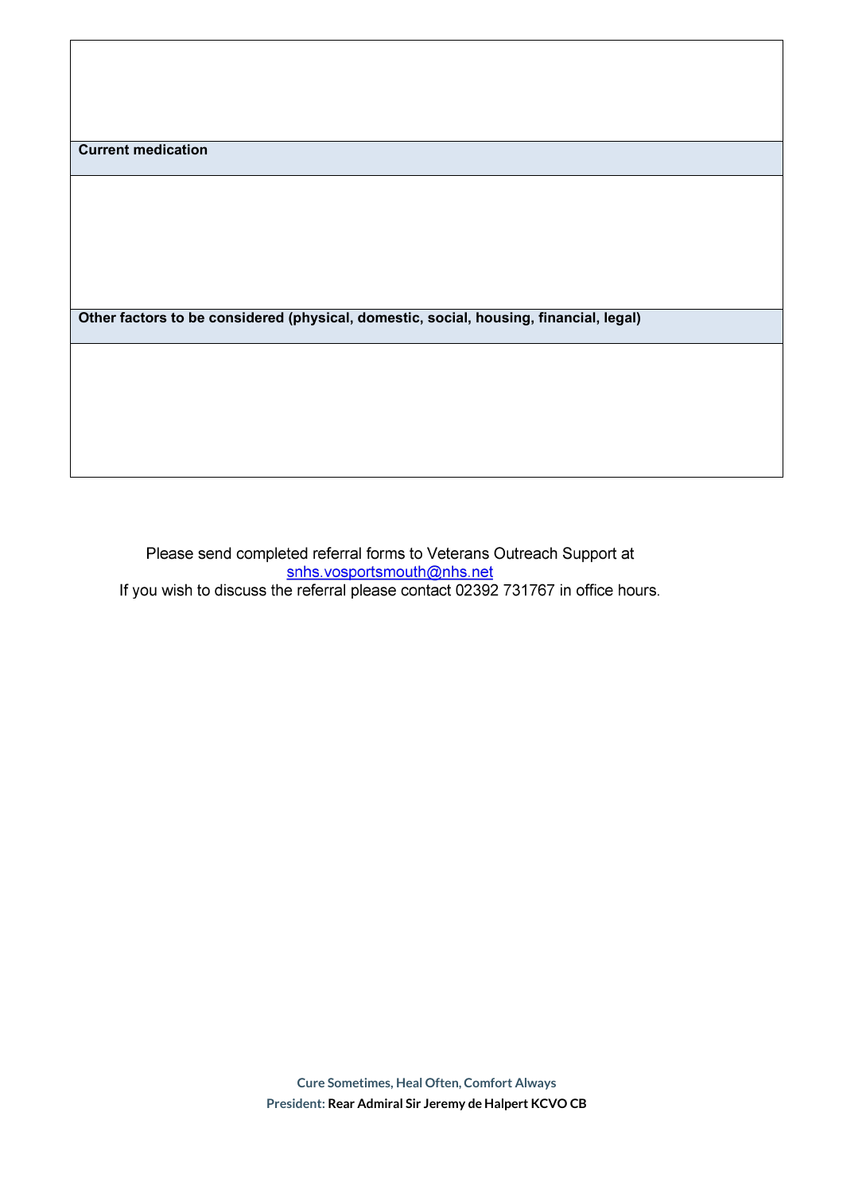| |
|---|
| |
| **Current medication** |
| |
| **Other factors to be considered (physical, domestic, social, housing, financial, legal)** |
| |

Please send completed referral forms to Veterans Outreach Support at
snhs.vosportsmouth@nhs.net
If you wish to discuss the referral please contact 02392 731767 in office hours.

**Cure Sometimes, Heal Often, Comfort Always**
**President: Rear Admiral Sir Jeremy de Halpert KCVO CB**